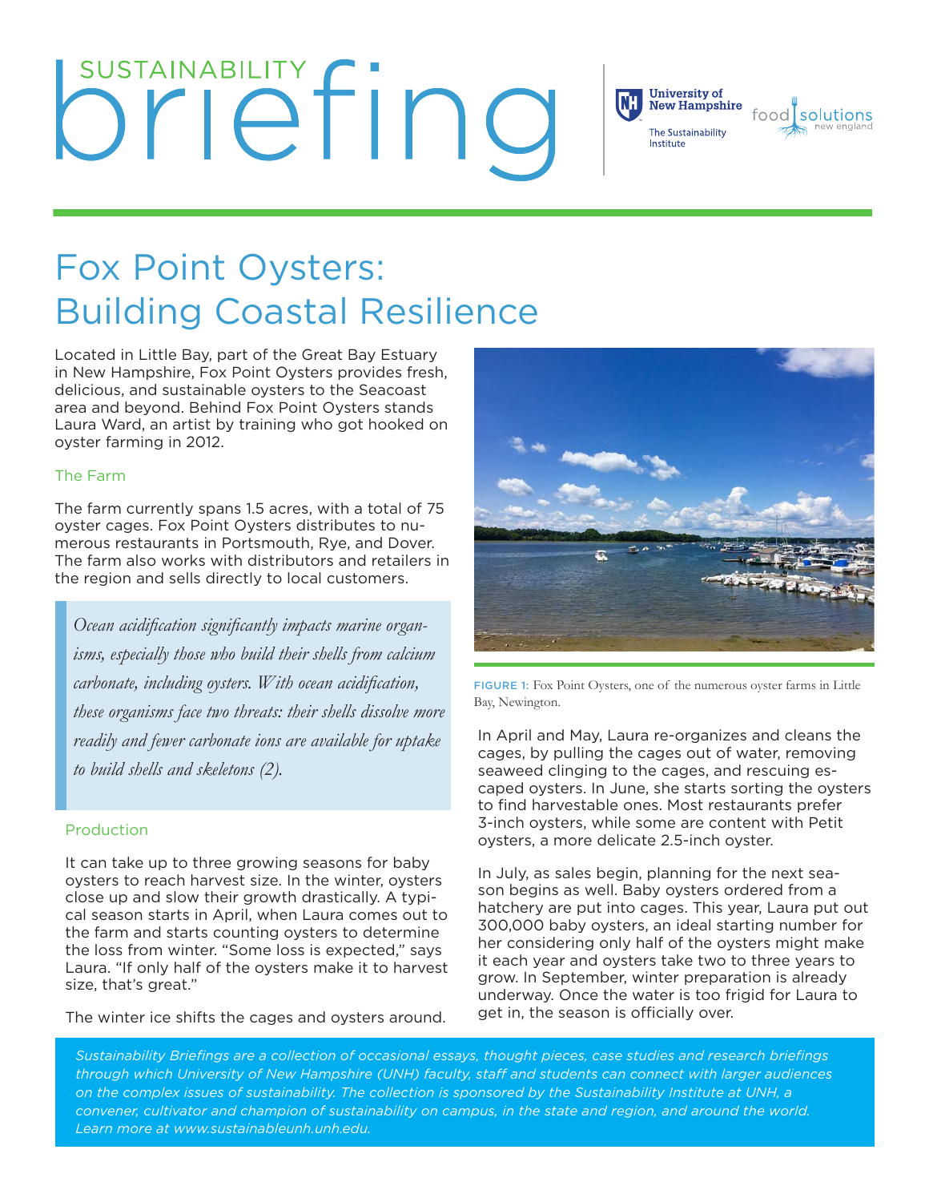# SUSTAINABILITY briefing

University of New Hampshire
The Sustainability Institute

food solutions new england

# Fox Point Oysters: Building Coastal Resilience

Located in Little Bay, part of the Great Bay Estuary in New Hampshire, Fox Point Oysters provides fresh, delicious, and sustainable oysters to the Seacoast area and beyond. Behind Fox Point Oysters stands Laura Ward, an artist by training who got hooked on oyster farming in 2012.

### The Farm

The farm currently spans 1.5 acres, with a total of 75 oyster cages. Fox Point Oysters distributes to numerous restaurants in Portsmouth, Rye, and Dover. The farm also works with distributors and retailers in the region and sells directly to local customers.

> *Ocean acidification significantly impacts marine organisms, especially those who build their shells from calcium carbonate, including oysters. With ocean acidification, these organisms face two threats: their shells dissolve more readily and fewer carbonate ions are available for uptake to build shells and skeletons (2).*

### Production

It can take up to three growing seasons for baby oysters to reach harvest size. In the winter, oysters close up and slow their growth drastically. A typical season starts in April, when Laura comes out to the farm and starts counting oysters to determine the loss from winter. "Some loss is expected," says Laura. "If only half of the oysters make it to harvest size, that's great."

The winter ice shifts the cages and oysters around.

FIGURE 1: Fox Point Oysters, one of the numerous oyster farms in Little Bay, Newington.

In April and May, Laura re-organizes and cleans the cages, by pulling the cages out of water, removing seaweed clinging to the cages, and rescuing escaped oysters. In June, she starts sorting the oysters to find harvestable ones. Most restaurants prefer 3-inch oysters, while some are content with Petit oysters, a more delicate 2.5-inch oyster.

In July, as sales begin, planning for the next season begins as well. Baby oysters ordered from a hatchery are put into cages. This year, Laura put out 300,000 baby oysters, an ideal starting number for her considering only half of the oysters might make it each year and oysters take two to three years to grow. In September, winter preparation is already underway. Once the water is too frigid for Laura to get in, the season is officially over.

*Sustainability Briefings are a collection of occasional essays, thought pieces, case studies and research briefings through which University of New Hampshire (UNH) faculty, staff and students can connect with larger audiences on the complex issues of sustainability. The collection is sponsored by the Sustainability Institute at UNH, a convener, cultivator and champion of sustainability on campus, in the state and region, and around the world. Learn more at www.sustainableunh.unh.edu.*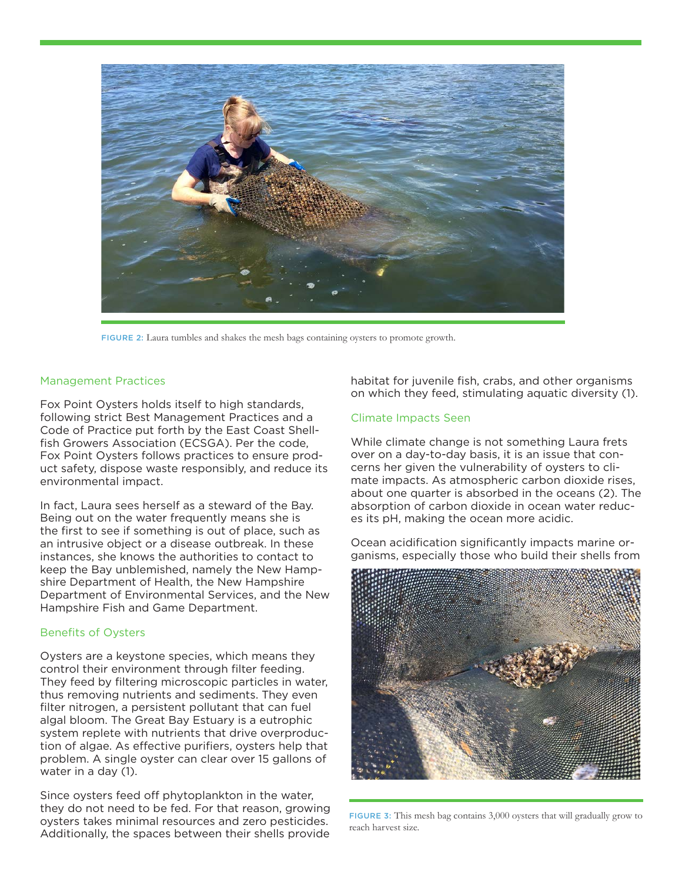FIGURE 2: Laura tumbles and shakes the mesh bags containing oysters to promote growth.

## Management Practices

Fox Point Oysters holds itself to high standards, following strict Best Management Practices and a Code of Practice put forth by the East Coast Shellfish Growers Association (ECSGA). Per the code, Fox Point Oysters follows practices to ensure product safety, dispose waste responsibly, and reduce its environmental impact.

In fact, Laura sees herself as a steward of the Bay. Being out on the water frequently means she is the first to see if something is out of place, such as an intrusive object or a disease outbreak. In these instances, she knows the authorities to contact to keep the Bay unblemished, namely the New Hampshire Department of Health, the New Hampshire Department of Environmental Services, and the New Hampshire Fish and Game Department.

## Benefits of Oysters

Oysters are a keystone species, which means they control their environment through filter feeding. They feed by filtering microscopic particles in water, thus removing nutrients and sediments. They even filter nitrogen, a persistent pollutant that can fuel algal bloom. The Great Bay Estuary is a eutrophic system replete with nutrients that drive overproduction of algae. As effective purifiers, oysters help that problem. A single oyster can clear over 15 gallons of water in a day (1).

Since oysters feed off phytoplankton in the water, they do not need to be fed. For that reason, growing oysters takes minimal resources and zero pesticides. Additionally, the spaces between their shells provide habitat for juvenile fish, crabs, and other organisms on which they feed, stimulating aquatic diversity (1).

## Climate Impacts Seen

While climate change is not something Laura frets over on a day-to-day basis, it is an issue that concerns her given the vulnerability of oysters to climate impacts. As atmospheric carbon dioxide rises, about one quarter is absorbed in the oceans (2). The absorption of carbon dioxide in ocean water reduces its pH, making the ocean more acidic.

Ocean acidification significantly impacts marine organisms, especially those who build their shells from

FIGURE 3: This mesh bag contains 3,000 oysters that will gradually grow to reach harvest size.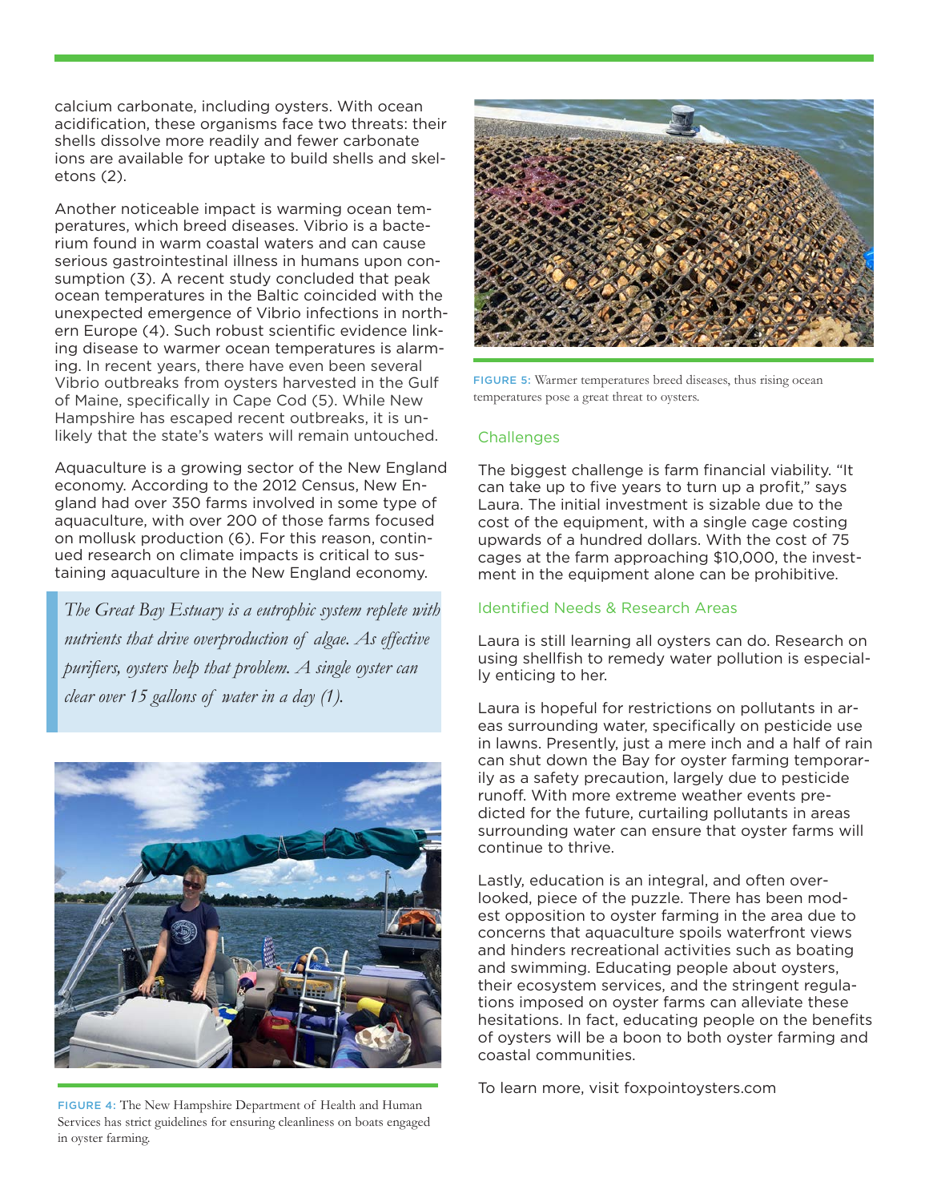calcium carbonate, including oysters. With ocean acidification, these organisms face two threats: their shells dissolve more readily and fewer carbonate ions are available for uptake to build shells and skeletons (2).

Another noticeable impact is warming ocean temperatures, which breed diseases. Vibrio is a bacterium found in warm coastal waters and can cause serious gastrointestinal illness in humans upon consumption (3). A recent study concluded that peak ocean temperatures in the Baltic coincided with the unexpected emergence of Vibrio infections in northern Europe (4). Such robust scientific evidence linking disease to warmer ocean temperatures is alarming. In recent years, there have even been several Vibrio outbreaks from oysters harvested in the Gulf of Maine, specifically in Cape Cod (5). While New Hampshire has escaped recent outbreaks, it is unlikely that the state's waters will remain untouched.

Aquaculture is a growing sector of the New England economy. According to the 2012 Census, New England had over 350 farms involved in some type of aquaculture, with over 200 of those farms focused on mollusk production (6). For this reason, continued research on climate impacts is critical to sustaining aquaculture in the New England economy.

> *The Great Bay Estuary is a eutrophic system replete with nutrients that drive overproduction of algae. As effective purifiers, oysters help that problem. A single oyster can clear over 15 gallons of water in a day (1).*

FIGURE 4: The New Hampshire Department of Health and Human Services has strict guidelines for ensuring cleanliness on boats engaged in oyster farming.

FIGURE 5: Warmer temperatures breed diseases, thus rising ocean temperatures pose a great threat to oysters.

## Challenges

The biggest challenge is farm financial viability. "It can take up to five years to turn up a profit," says Laura. The initial investment is sizable due to the cost of the equipment, with a single cage costing upwards of a hundred dollars. With the cost of 75 cages at the farm approaching $10,000, the investment in the equipment alone can be prohibitive.

## Identified Needs & Research Areas

Laura is still learning all oysters can do. Research on using shellfish to remedy water pollution is especially enticing to her.

Laura is hopeful for restrictions on pollutants in areas surrounding water, specifically on pesticide use in lawns. Presently, just a mere inch and a half of rain can shut down the Bay for oyster farming temporarily as a safety precaution, largely due to pesticide runoff. With more extreme weather events predicted for the future, curtailing pollutants in areas surrounding water can ensure that oyster farms will continue to thrive.

Lastly, education is an integral, and often overlooked, piece of the puzzle. There has been modest opposition to oyster farming in the area due to concerns that aquaculture spoils waterfront views and hinders recreational activities such as boating and swimming. Educating people about oysters, their ecosystem services, and the stringent regulations imposed on oyster farms can alleviate these hesitations. In fact, educating people on the benefits of oysters will be a boon to both oyster farming and coastal communities.

To learn more, visit foxpointoysters.com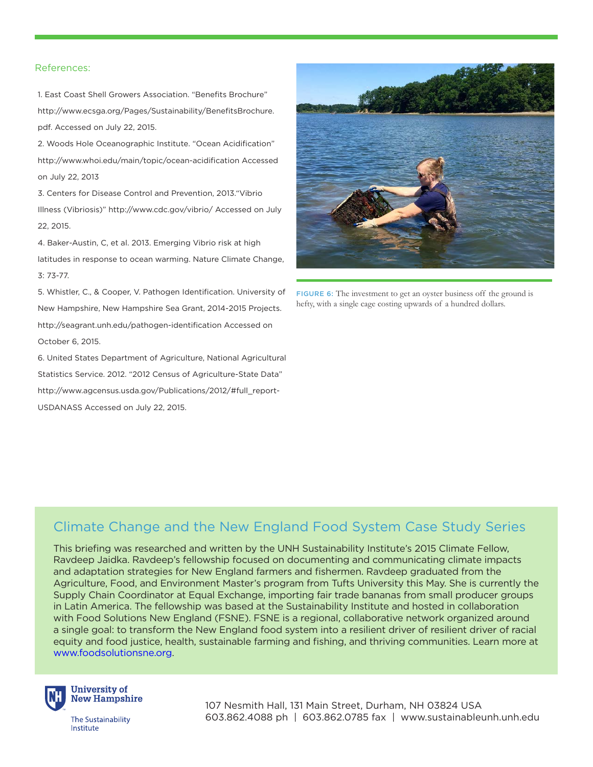## References:

1. East Coast Shell Growers Association. "Benefits Brochure" http://www.ecsga.org/Pages/Sustainability/BenefitsBrochure.pdf. Accessed on July 22, 2015.
2. Woods Hole Oceanographic Institute. "Ocean Acidification" http://www.whoi.edu/main/topic/ocean-acidification Accessed on July 22, 2013
3. Centers for Disease Control and Prevention, 2013."Vibrio Illness (Vibriosis)" http://www.cdc.gov/vibrio/ Accessed on July 22, 2015.
4. Baker-Austin, C, et al. 2013. Emerging Vibrio risk at high latitudes in response to ocean warming. Nature Climate Change, 3: 73-77.
5. Whistler, C., & Cooper, V. Pathogen Identification. University of New Hampshire, New Hampshire Sea Grant, 2014-2015 Projects. http://seagrant.unh.edu/pathogen-identification Accessed on October 6, 2015.
6. United States Department of Agriculture, National Agricultural Statistics Service. 2012. "2012 Census of Agriculture-State Data" http://www.agcensus.usda.gov/Publications/2012/#full_report-USDANASS Accessed on July 22, 2015.

FIGURE 6: The investment to get an oyster business off the ground is hefty, with a single cage costing upwards of a hundred dollars.

## Climate Change and the New England Food System Case Study Series

This briefing was researched and written by the UNH Sustainability Institute's 2015 Climate Fellow, Ravdeep Jaidka. Ravdeep's fellowship focused on documenting and communicating climate impacts and adaptation strategies for New England farmers and fishermen. Ravdeep graduated from the Agriculture, Food, and Environment Master's program from Tufts University this May. She is currently the Supply Chain Coordinator at Equal Exchange, importing fair trade bananas from small producer groups in Latin America. The fellowship was based at the Sustainability Institute and hosted in collaboration with Food Solutions New England (FSNE). FSNE is a regional, collaborative network organized around a single goal: to transform the New England food system into a resilient driver of resilient driver of racial equity and food justice, health, sustainable farming and fishing, and thriving communities. Learn more at www.foodsolutionsne.org.

University of New Hampshire

The Sustainability Institute

107 Nesmith Hall, 131 Main Street, Durham, NH 03824 USA
603.862.4088 ph | 603.862.0785 fax | www.sustainableunh.unh.edu